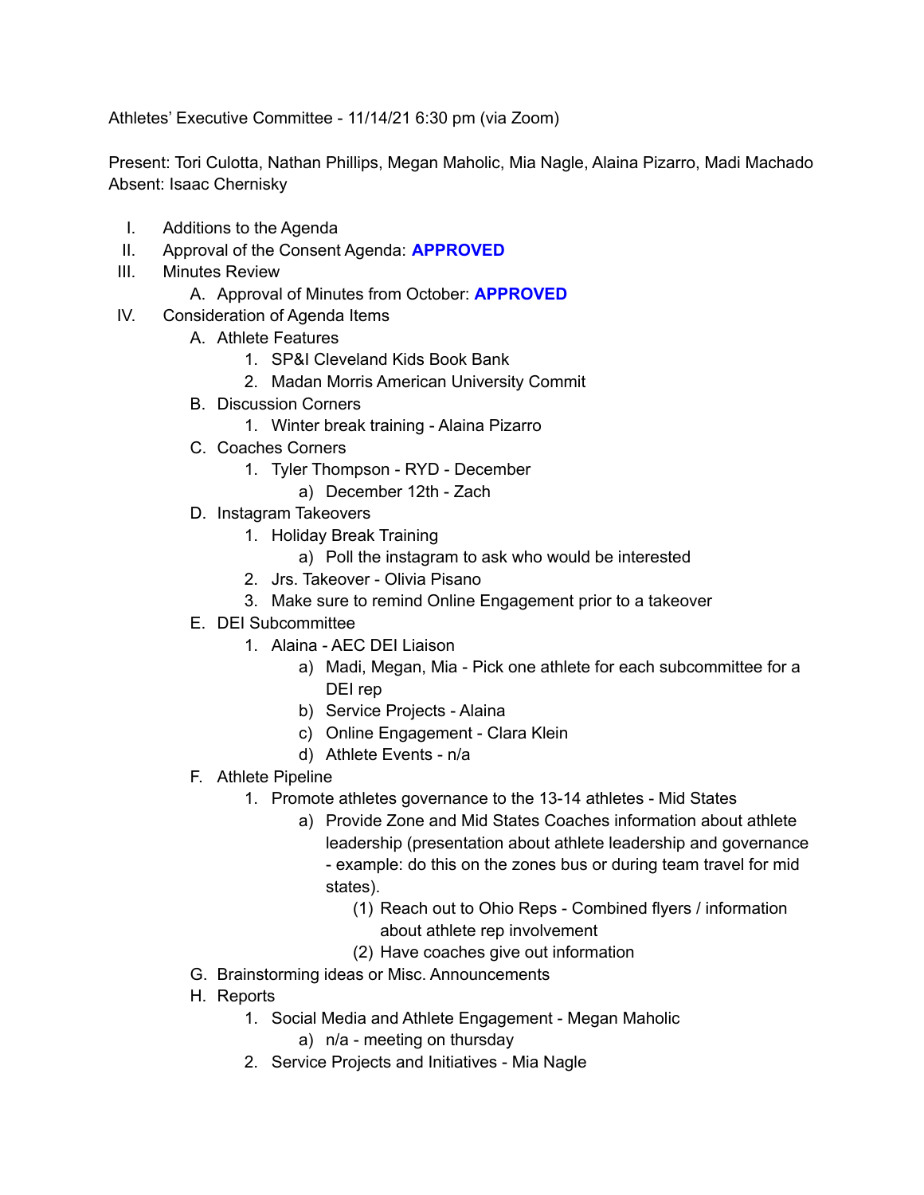Athletes' Executive Committee - 11/14/21 6:30 pm (via Zoom)

Present: Tori Culotta, Nathan Phillips, Megan Maholic, Mia Nagle, Alaina Pizarro, Madi Machado
Absent: Isaac Chernisky

I. Additions to the Agenda
II. Approval of the Consent Agenda: **APPROVED**
III. Minutes Review
   - A. Approval of Minutes from October: **APPROVED**
IV. Consideration of Agenda Items
   - A. Athlete Features
     1. SP&I Cleveland Kids Book Bank
     2. Madan Morris American University Commit
   - B. Discussion Corners
     1. Winter break training - Alaina Pizarro
   - C. Coaches Corners
     1. Tyler Thompson - RYD - December
        - a) December 12th - Zach
   - D. Instagram Takeovers
     1. Holiday Break Training
        - a) Poll the instagram to ask who would be interested
     2. Jrs. Takeover - Olivia Pisano
     3. Make sure to remind Online Engagement prior to a takeover
   - E. DEI Subcommittee
     1. Alaina - AEC DEI Liaison
        - a) Madi, Megan, Mia - Pick one athlete for each subcommittee for a DEI rep
        - b) Service Projects - Alaina
        - c) Online Engagement - Clara Klein
        - d) Athlete Events - n/a
   - F. Athlete Pipeline
     1. Promote athletes governance to the 13-14 athletes - Mid States
        - a) Provide Zone and Mid States Coaches information about athlete leadership (presentation about athlete leadership and governance - example: do this on the zones bus or during team travel for mid states).
          - (1) Reach out to Ohio Reps - Combined flyers / information about athlete rep involvement
          - (2) Have coaches give out information
   - G. Brainstorming ideas or Misc. Announcements
   - H. Reports
     1. Social Media and Athlete Engagement - Megan Maholic
        - a) n/a - meeting on thursday
     2. Service Projects and Initiatives - Mia Nagle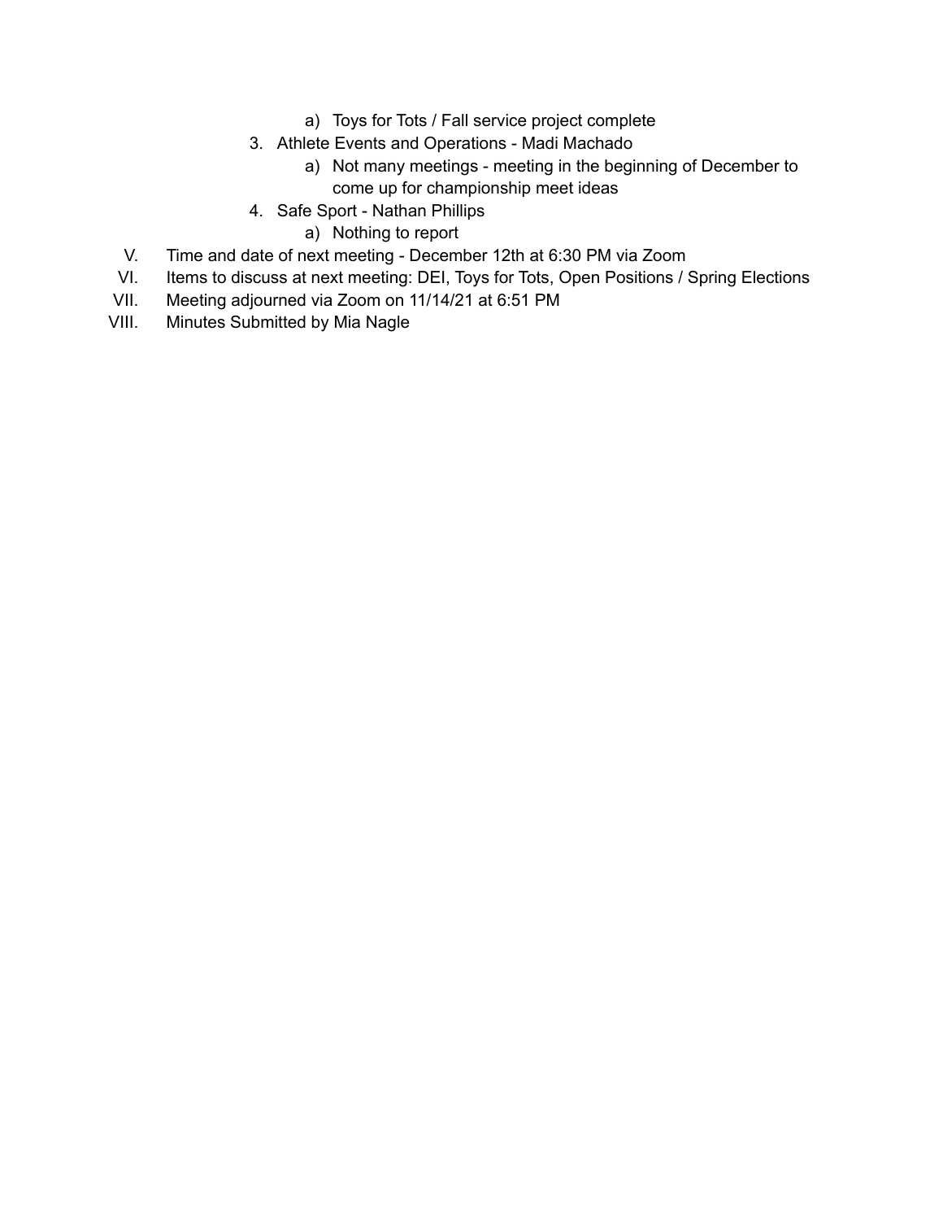a) Toys for Tots / Fall service project complete

3. Athlete Events and Operations - Madi Machado
   a) Not many meetings - meeting in the beginning of December to come up for championship meet ideas
4. Safe Sport - Nathan Phillips
   a) Nothing to report

V. Time and date of next meeting - December 12th at 6:30 PM via Zoom

VI. Items to discuss at next meeting: DEI, Toys for Tots, Open Positions / Spring Elections

VII. Meeting adjourned via Zoom on 11/14/21 at 6:51 PM

VIII. Minutes Submitted by Mia Nagle